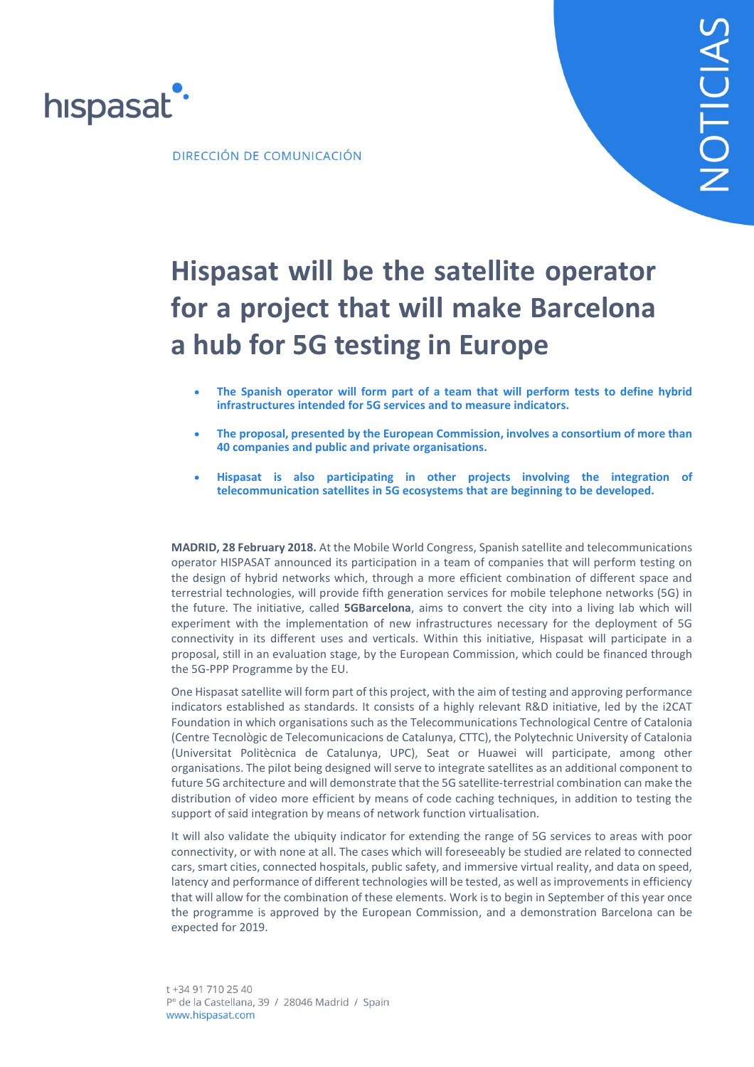hispasat

DIRECCIÓN DE COMUNICACIÓN

NOTICIAS

# Hispasat will be the satellite operator for a project that will make Barcelona a hub for 5G testing in Europe

- **The Spanish operator will form part of a team that will perform tests to define hybrid infrastructures intended for 5G services and to measure indicators.**
- **The proposal, presented by the European Commission, involves a consortium of more than 40 companies and public and private organisations.**
- **Hispasat is also participating in other projects involving the integration of telecommunication satellites in 5G ecosystems that are beginning to be developed.**

**MADRID, 28 February 2018.** At the Mobile World Congress, Spanish satellite and telecommunications operator HISPASAT announced its participation in a team of companies that will perform testing on the design of hybrid networks which, through a more efficient combination of different space and terrestrial technologies, will provide fifth generation services for mobile telephone networks (5G) in the future. The initiative, called **5GBarcelona**, aims to convert the city into a living lab which will experiment with the implementation of new infrastructures necessary for the deployment of 5G connectivity in its different uses and verticals. Within this initiative, Hispasat will participate in a proposal, still in an evaluation stage, by the European Commission, which could be financed through the 5G-PPP Programme by the EU.

One Hispasat satellite will form part of this project, with the aim of testing and approving performance indicators established as standards. It consists of a highly relevant R&D initiative, led by the i2CAT Foundation in which organisations such as the Telecommunications Technological Centre of Catalonia (Centre Tecnològic de Telecomunicacions de Catalunya, CTTC), the Polytechnic University of Catalonia (Universitat Politècnica de Catalunya, UPC), Seat or Huawei will participate, among other organisations. The pilot being designed will serve to integrate satellites as an additional component to future 5G architecture and will demonstrate that the 5G satellite-terrestrial combination can make the distribution of video more efficient by means of code caching techniques, in addition to testing the support of said integration by means of network function virtualisation.

It will also validate the ubiquity indicator for extending the range of 5G services to areas with poor connectivity, or with none at all. The cases which will foreseeably be studied are related to connected cars, smart cities, connected hospitals, public safety, and immersive virtual reality, and data on speed, latency and performance of different technologies will be tested, as well as improvements in efficiency that will allow for the combination of these elements. Work is to begin in September of this year once the programme is approved by the European Commission, and a demonstration Barcelona can be expected for 2019.

t +34 91 710 25 40
Pº de la Castellana, 39 / 28046 Madrid / Spain
www.hispasat.com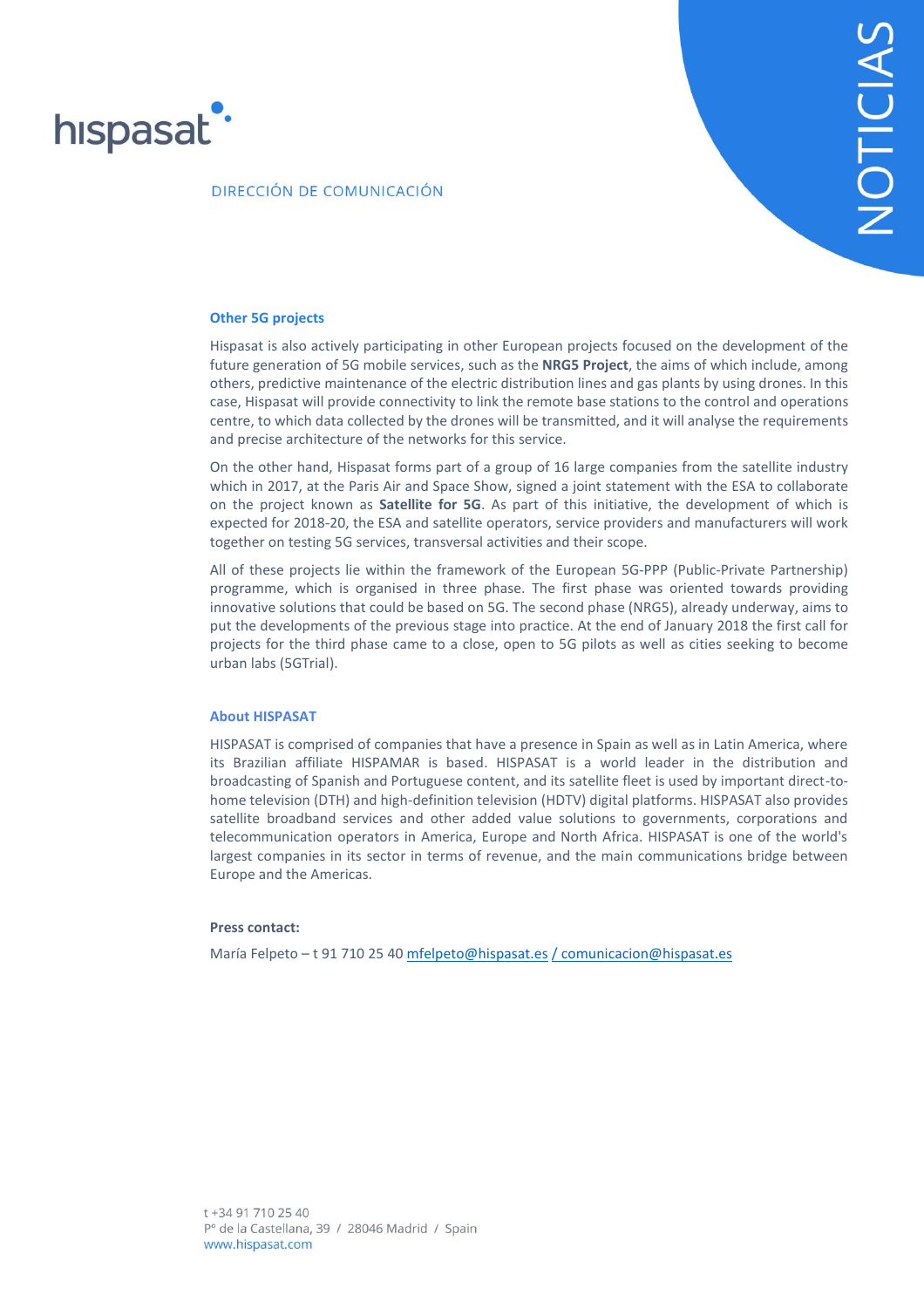### Other 5G projects

Hispasat is also actively participating in other European projects focused on the development of the future generation of 5G mobile services, such as the **NRG5 Project**, the aims of which include, among others, predictive maintenance of the electric distribution lines and gas plants by using drones. In this case, Hispasat will provide connectivity to link the remote base stations to the control and operations centre, to which data collected by the drones will be transmitted, and it will analyse the requirements and precise architecture of the networks for this service.

On the other hand, Hispasat forms part of a group of 16 large companies from the satellite industry which in 2017, at the Paris Air and Space Show, signed a joint statement with the ESA to collaborate on the project known as **Satellite for 5G**. As part of this initiative, the development of which is expected for 2018-20, the ESA and satellite operators, service providers and manufacturers will work together on testing 5G services, transversal activities and their scope.

All of these projects lie within the framework of the European 5G-PPP (Public-Private Partnership) programme, which is organised in three phase. The first phase was oriented towards providing innovative solutions that could be based on 5G. The second phase (NRG5), already underway, aims to put the developments of the previous stage into practice. At the end of January 2018 the first call for projects for the third phase came to a close, open to 5G pilots as well as cities seeking to become urban labs (5GTrial).

### About HISPASAT

HISPASAT is comprised of companies that have a presence in Spain as well as in Latin America, where its Brazilian affiliate HISPAMAR is based. HISPASAT is a world leader in the distribution and broadcasting of Spanish and Portuguese content, and its satellite fleet is used by important direct-to-home television (DTH) and high-definition television (HDTV) digital platforms. HISPASAT also provides satellite broadband services and other added value solutions to governments, corporations and telecommunication operators in America, Europe and North Africa. HISPASAT is one of the world's largest companies in its sector in terms of revenue, and the main communications bridge between Europe and the Americas.

**Press contact:**

María Felpeto – t 91 710 25 40 mfelpeto@hispasat.es / comunicacion@hispasat.es